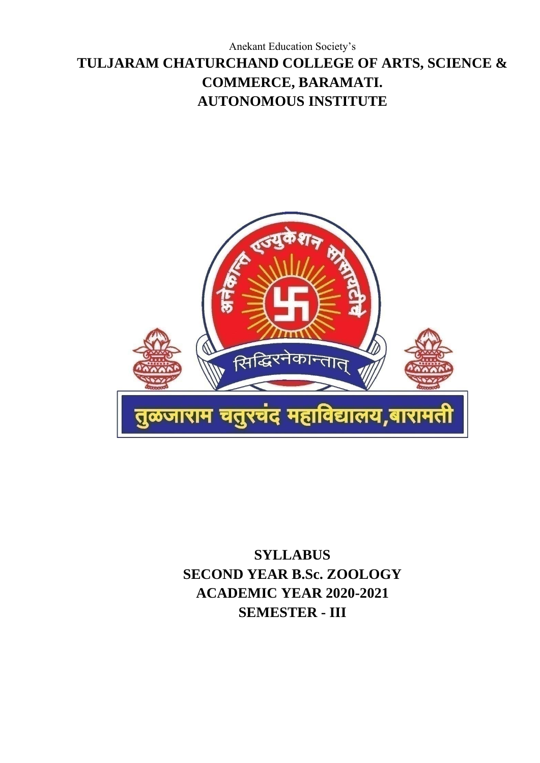Anekant Education Society's

# TULJARAM CHATURCHAND COLLEGE OF ARTS, SCIENCE & COMMERCE, BARAMATI.

# AUTONOMOUS INSTITUTE

## SYLLABUS

## SECOND YEAR B.Sc. ZOOLOGY

## ACADEMIC YEAR 2020-2021

## SEMESTER - III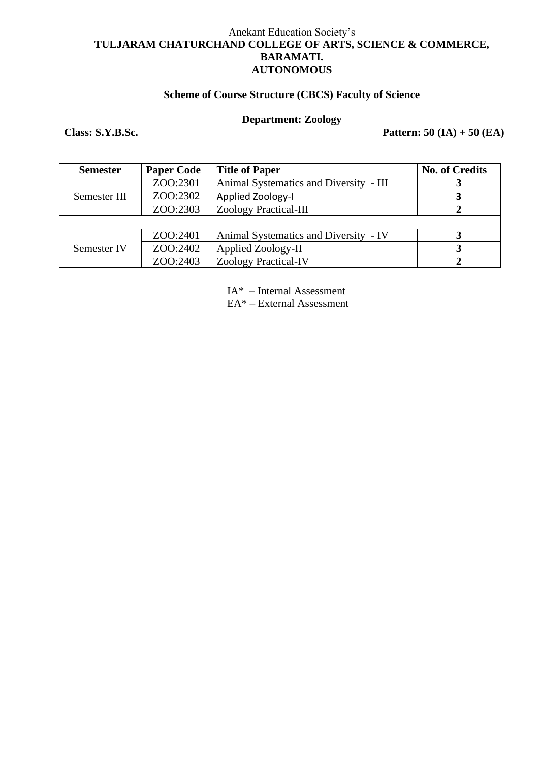Anekant Education Society's

**TULJARAM CHATURCHAND COLLEGE OF ARTS, SCIENCE & COMMERCE, BARAMATI.**

**AUTONOMOUS**

**Scheme of Course Structure (CBCS) Faculty of Science**

**Department: Zoology**

**Class: S.Y.B.Sc.** **Pattern: 50 (IA) + 50 (EA)**

| Semester | Paper Code | Title of Paper | No. of Credits |
|---|---|---|---|
| Semester III | ZOO:2301 | Animal Systematics and Diversity - III | **3** |
| | ZOO:2302 | Applied Zoology-I | **3** |
| | ZOO:2303 | Zoology Practical-III | **2** |
| | | | |
| Semester IV | ZOO:2401 | Animal Systematics and Diversity - IV | **3** |
| | ZOO:2402 | Applied Zoology-II | **3** |
| | ZOO:2403 | Zoology Practical-IV | **2** |

IA* – Internal Assessment

EA* – External Assessment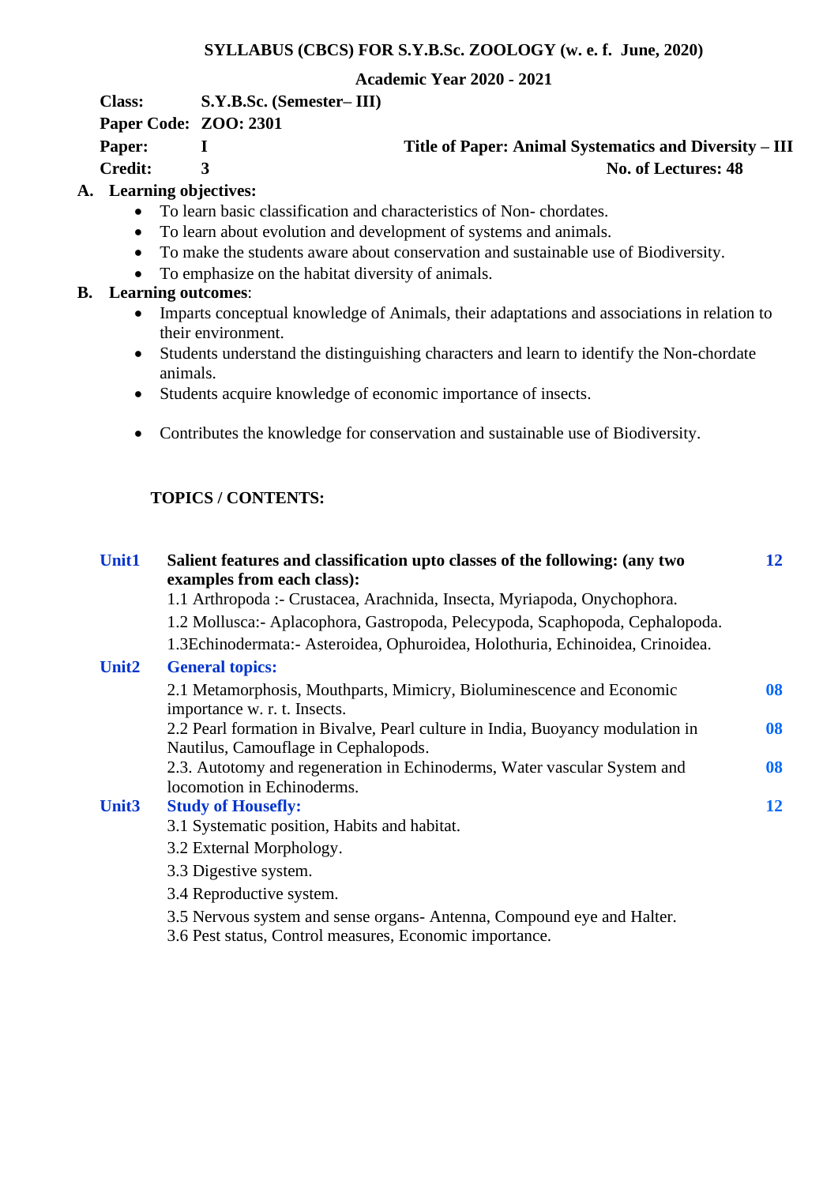**SYLLABUS (CBCS) FOR S.Y.B.Sc. ZOOLOGY (w. e. f. June, 2020)**

**Academic Year 2020 - 2021**

**Class:** S.Y.B.Sc. (Semester– III)

**Paper Code:** ZOO: 2301

**Paper:** I **Title of Paper: Animal Systematics and Diversity – III**

**Credit:** 3 **No. of Lectures: 48**

**A. Learning objectives:**

- To learn basic classification and characteristics of Non- chordates.
- To learn about evolution and development of systems and animals.
- To make the students aware about conservation and sustainable use of Biodiversity.
- To emphasize on the habitat diversity of animals.

**B. Learning outcomes**:

- Imparts conceptual knowledge of Animals, their adaptations and associations in relation to their environment.
- Students understand the distinguishing characters and learn to identify the Non-chordate animals.
- Students acquire knowledge of economic importance of insects.
- Contributes the knowledge for conservation and sustainable use of Biodiversity.

**TOPICS / CONTENTS:**

| | | |
|---|---|---|
| **Unit1** | **Salient features and classification upto classes of the following: (any two examples from each class):** | **12** |
| | 1.1 Arthropoda :- Crustacea, Arachnida, Insecta, Myriapoda, Onychophora. | |
| | 1.2 Mollusca:- Aplacophora, Gastropoda, Pelecypoda, Scaphopoda, Cephalopoda. | |
| | 1.3Echinodermata:- Asteroidea, Ophuroidea, Holothuria, Echinoidea, Crinoidea. | |
| **Unit2** | **General topics:** | |
| | 2.1 Metamorphosis, Mouthparts, Mimicry, Bioluminescence and Economic importance w. r. t. Insects. | **08** |
| | 2.2 Pearl formation in Bivalve, Pearl culture in India, Buoyancy modulation in Nautilus, Camouflage in Cephalopods. | **08** |
| | 2.3. Autotomy and regeneration in Echinoderms, Water vascular System and locomotion in Echinoderms. | **08** |
| **Unit3** | **Study of Housefly:** | **12** |
| | 3.1 Systematic position, Habits and habitat. | |
| | 3.2 External Morphology. | |
| | 3.3 Digestive system. | |
| | 3.4 Reproductive system. | |
| | 3.5 Nervous system and sense organs- Antenna, Compound eye and Halter. | |
| | 3.6 Pest status, Control measures, Economic importance. | |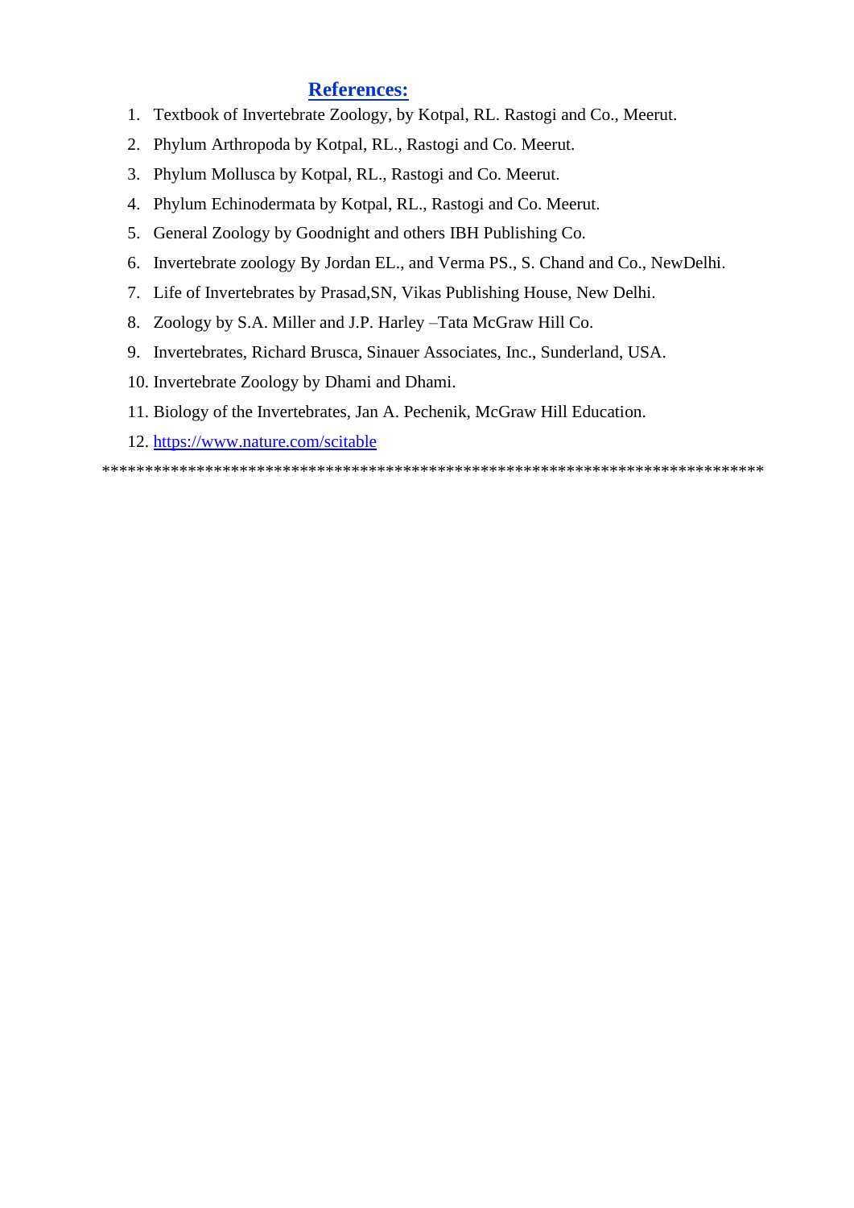## References:

1. Textbook of Invertebrate Zoology, by Kotpal, RL. Rastogi and Co., Meerut.
2. Phylum Arthropoda by Kotpal, RL., Rastogi and Co. Meerut.
3. Phylum Mollusca by Kotpal, RL., Rastogi and Co. Meerut.
4. Phylum Echinodermata by Kotpal, RL., Rastogi and Co. Meerut.
5. General Zoology by Goodnight and others IBH Publishing Co.
6. Invertebrate zoology By Jordan EL., and Verma PS., S. Chand and Co., NewDelhi.
7. Life of Invertebrates by Prasad,SN, Vikas Publishing House, New Delhi.
8. Zoology by S.A. Miller and J.P. Harley –Tata McGraw Hill Co.
9. Invertebrates, Richard Brusca, Sinauer Associates, Inc., Sunderland, USA.
10. Invertebrate Zoology by Dhami and Dhami.
11. Biology of the Invertebrates, Jan A. Pechenik, McGraw Hill Education.
12. [https://www.nature.com/scitable](https://www.nature.com/scitable)

*******************************************************************************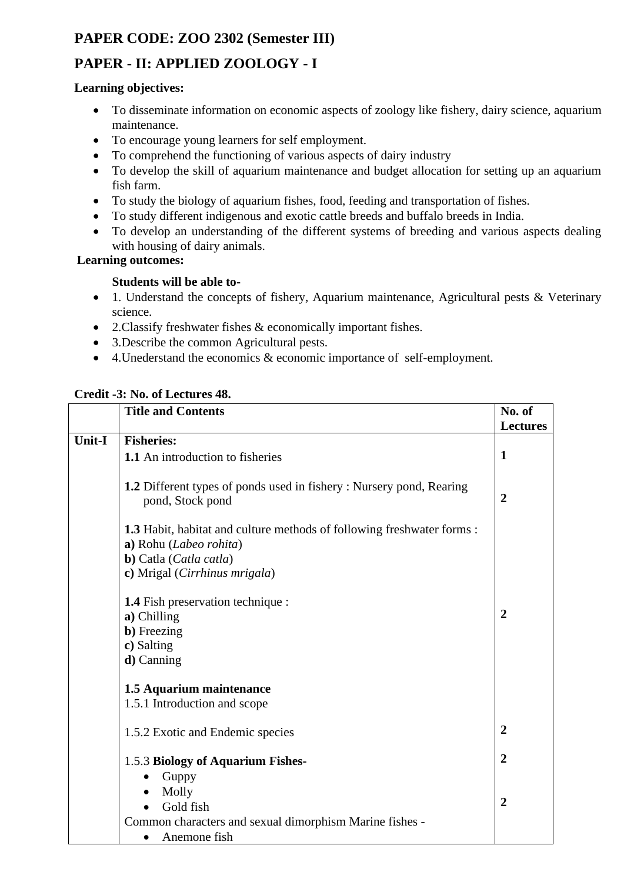## PAPER CODE: ZOO 2302 (Semester III)

## PAPER - II: APPLIED ZOOLOGY - I

**Learning objectives:**

- To disseminate information on economic aspects of zoology like fishery, dairy science, aquarium maintenance.
- To encourage young learners for self employment.
- To comprehend the functioning of various aspects of dairy industry
- To develop the skill of aquarium maintenance and budget allocation for setting up an aquarium fish farm.
- To study the biology of aquarium fishes, food, feeding and transportation of fishes.
- To study different indigenous and exotic cattle breeds and buffalo breeds in India.
- To develop an understanding of the different systems of breeding and various aspects dealing with housing of dairy animals.

**Learning outcomes:**

**Students will be able to-**

- 1. Understand the concepts of fishery, Aquarium maintenance, Agricultural pests & Veterinary science.
- 2.Classify freshwater fishes & economically important fishes.
- 3.Describe the common Agricultural pests.
- 4.Unederstand the economics & economic importance of self-employment.

**Credit -3: No. of Lectures 48.**

| | **Title and Contents** | **No. of Lectures** |
|---|---|---|
| **Unit-I** | **Fisheries:**<br>**1.1** An introduction to fisheries | **1** |
| | **1.2** Different types of ponds used in fishery : Nursery pond, Rearing pond, Stock pond | **2** |
| | **1.3** Habit, habitat and culture methods of following freshwater forms :<br>**a)** Rohu (*Labeo rohita*)<br>**b)** Catla (*Catla catla*)<br>**c)** Mrigal (*Cirrhinus mrigala*)<br><br>**1.4** Fish preservation technique :<br>**a)** Chilling<br>**b)** Freezing<br>**c)** Salting<br>**d)** Canning | **2** |
| | **1.5 Aquarium maintenance**<br>1.5.1 Introduction and scope<br><br>1.5.2 Exotic and Endemic species | **2** |
| | 1.5.3 **Biology of Aquarium Fishes-**<br>- Guppy<br>- Molly<br>- Gold fish<br><br>Common characters and sexual dimorphism Marine fishes -<br>- Anemone fish | **2**<br><br>**2** |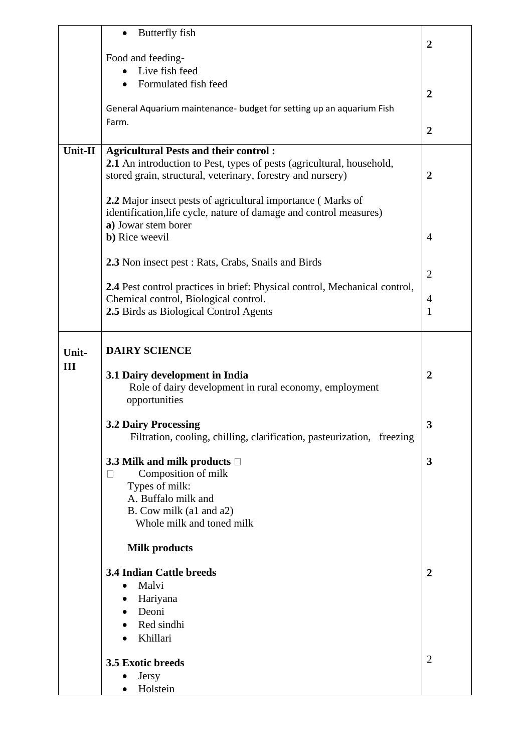| | | |
|---|---|---|
| | • Butterfly fish<br><br>Food and feeding-<br>• Live fish feed<br>• Formulated fish feed<br><br>General Aquarium maintenance- budget for setting up an aquarium Fish Farm. | **2**<br><br>**2**<br><br>**2** |
| **Unit-II** | **Agricultural Pests and their control :**<br>**2.1** An introduction to Pest, types of pests (agricultural, household, stored grain, structural, veterinary, forestry and nursery)<br><br>**2.2** Major insect pests of agricultural importance ( Marks of identification,life cycle, nature of damage and control measures)<br>**a)** Jowar stem borer<br>**b)** Rice weevil<br><br>**2.3** Non insect pest : Rats, Crabs, Snails and Birds<br><br>**2.4** Pest control practices in brief: Physical control, Mechanical control, Chemical control, Biological control.<br>**2.5** Birds as Biological Control Agents | **2**<br><br>4<br><br>2<br><br>4<br>1 |
| **Unit-III** | **DAIRY SCIENCE**<br><br>**3.1 Dairy development in India**<br>Role of dairy development in rural economy, employment opportunities<br><br>**3.2 Dairy Processing**<br>Filtration, cooling, chilling, clarification, pasteurization, freezing<br><br>**3.3 Milk and milk products**<br>Composition of milk<br>Types of milk:<br>A. Buffalo milk and<br>B. Cow milk (a1 and a2)<br>Whole milk and toned milk<br><br>**Milk products**<br><br>**3.4 Indian Cattle breeds**<br>• Malvi<br>• Hariyana<br>• Deoni<br>• Red sindhi<br>• Khillari<br><br>**3.5 Exotic breeds**<br>• Jersy<br>• Holstein | **2**<br><br>**3**<br><br>**3**<br><br>**2**<br><br>2 |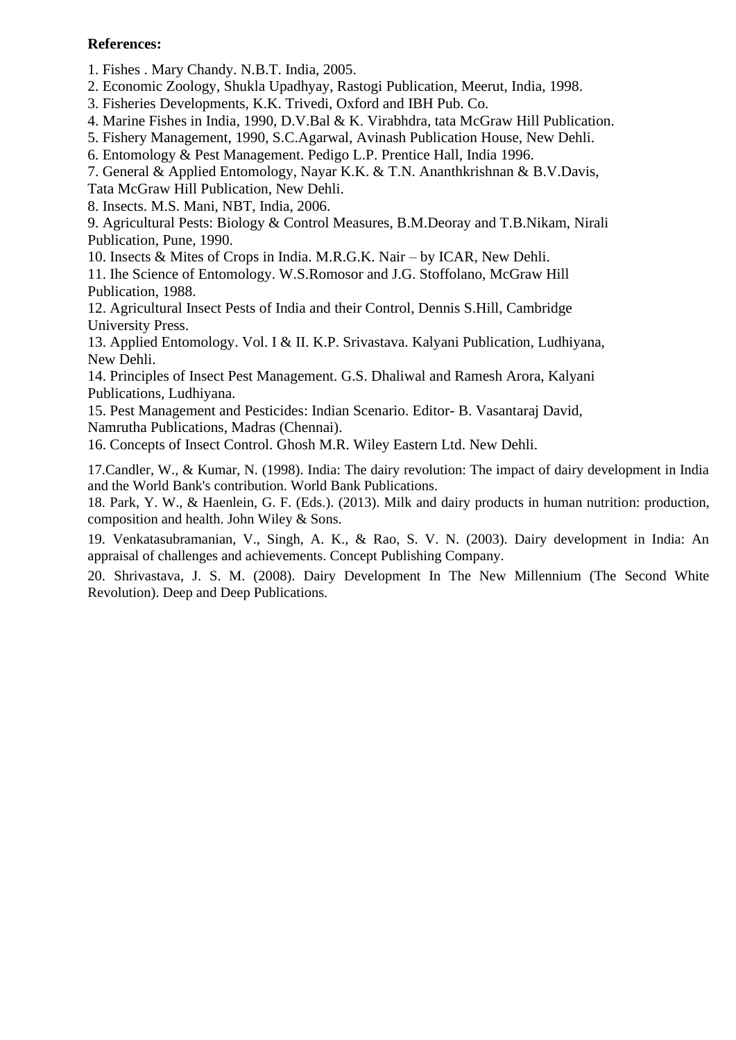**References:**

1. Fishes . Mary Chandy. N.B.T. India, 2005.
2. Economic Zoology, Shukla Upadhyay, Rastogi Publication, Meerut, India, 1998.
3. Fisheries Developments, K.K. Trivedi, Oxford and IBH Pub. Co.
4. Marine Fishes in India, 1990, D.V.Bal & K. Virabhdra, tata McGraw Hill Publication.
5. Fishery Management, 1990, S.C.Agarwal, Avinash Publication House, New Dehli.
6. Entomology & Pest Management. Pedigo L.P. Prentice Hall, India 1996.
7. General & Applied Entomology, Nayar K.K. & T.N. Ananthkrishnan & B.V.Davis, Tata McGraw Hill Publication, New Dehli.
8. Insects. M.S. Mani, NBT, India, 2006.
9. Agricultural Pests: Biology & Control Measures, B.M.Deoray and T.B.Nikam, Nirali Publication, Pune, 1990.
10. Insects & Mites of Crops in India. M.R.G.K. Nair – by ICAR, New Dehli.
11. Ihe Science of Entomology. W.S.Romosor and J.G. Stoffolano, McGraw Hill Publication, 1988.
12. Agricultural Insect Pests of India and their Control, Dennis S.Hill, Cambridge University Press.
13. Applied Entomology. Vol. I & II. K.P. Srivastava. Kalyani Publication, Ludhiyana, New Dehli.
14. Principles of Insect Pest Management. G.S. Dhaliwal and Ramesh Arora, Kalyani Publications, Ludhiyana.
15. Pest Management and Pesticides: Indian Scenario. Editor- B. Vasantaraj David, Namrutha Publications, Madras (Chennai).
16. Concepts of Insect Control. Ghosh M.R. Wiley Eastern Ltd. New Dehli.
17. Candler, W., & Kumar, N. (1998). India: The dairy revolution: The impact of dairy development in India and the World Bank's contribution. World Bank Publications.
18. Park, Y. W., & Haenlein, G. F. (Eds.). (2013). Milk and dairy products in human nutrition: production, composition and health. John Wiley & Sons.
19. Venkatasubramanian, V., Singh, A. K., & Rao, S. V. N. (2003). Dairy development in India: An appraisal of challenges and achievements. Concept Publishing Company.
20. Shrivastava, J. S. M. (2008). Dairy Development In The New Millennium (The Second White Revolution). Deep and Deep Publications.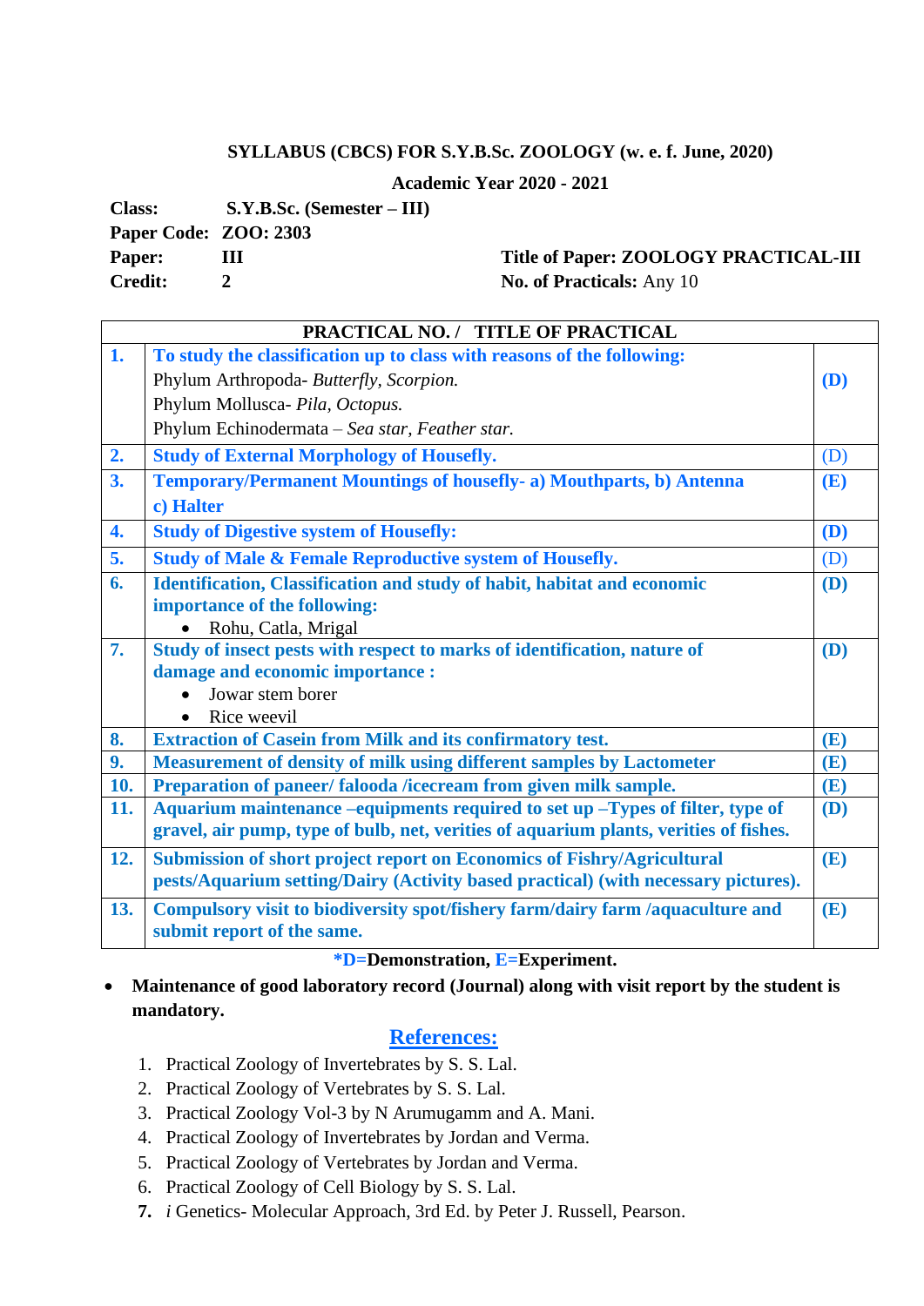**SYLLABUS (CBCS) FOR S.Y.B.Sc. ZOOLOGY (w. e. f. June, 2020)**

**Academic Year 2020 - 2021**

**Class:** **S.Y.B.Sc. (Semester – III)**
**Paper Code:** **ZOO: 2303**
**Paper:** **III** **Title of Paper: ZOOLOGY PRACTICAL-III**
**Credit:** **2** **No. of Practicals:** Any 10

| PRACTICAL NO. / | TITLE OF PRACTICAL | |
|---|---|---|
| **1.** | **To study the classification up to class with reasons of the following:**<br>Phylum Arthropoda- *Butterfly, Scorpion.*<br>Phylum Mollusca- *Pila, Octopus.*<br>Phylum Echinodermata – *Sea star, Feather star.* | **(D)** |
| **2.** | **Study of External Morphology of Housefly.** | (D) |
| **3.** | **Temporary/Permanent Mountings of housefly- a) Mouthparts, b) Antenna c) Halter** | **(E)** |
| **4.** | **Study of Digestive system of Housefly:** | **(D)** |
| **5.** | **Study of Male & Female Reproductive system of Housefly.** | (D) |
| **6.** | **Identification, Classification and study of habit, habitat and economic importance of the following:**<br>• Rohu, Catla, Mrigal | **(D)** |
| **7.** | **Study of insect pests with respect to marks of identification, nature of damage and economic importance :**<br>• Jowar stem borer<br>• Rice weevil | **(D)** |
| **8.** | **Extraction of Casein from Milk and its confirmatory test.** | **(E)** |
| **9.** | **Measurement of density of milk using different samples by Lactometer** | **(E)** |
| **10.** | **Preparation of paneer/ falooda /icecream from given milk sample.** | **(E)** |
| **11.** | **Aquarium maintenance –equipments required to set up –Types of filter, type of gravel, air pump, type of bulb, net, verities of aquarium plants, verities of fishes.** | **(D)** |
| **12.** | **Submission of short project report on Economics of Fishry/Agricultural pests/Aquarium setting/Dairy (Activity based practical) (with necessary pictures).** | **(E)** |
| **13.** | **Compulsory visit to biodiversity spot/fishery farm/dairy farm /aquaculture and submit report of the same.** | **(E)** |

**\*D=Demonstration, E=Experiment.**

- **Maintenance of good laboratory record (Journal) along with visit report by the student is mandatory.**

## References:

1. Practical Zoology of Invertebrates by S. S. Lal.
2. Practical Zoology of Vertebrates by S. S. Lal.
3. Practical Zoology Vol-3 by N Arumugamm and A. Mani.
4. Practical Zoology of Invertebrates by Jordan and Verma.
5. Practical Zoology of Vertebrates by Jordan and Verma.
6. Practical Zoology of Cell Biology by S. S. Lal.
7. *i* Genetics- Molecular Approach, 3rd Ed. by Peter J. Russell, Pearson.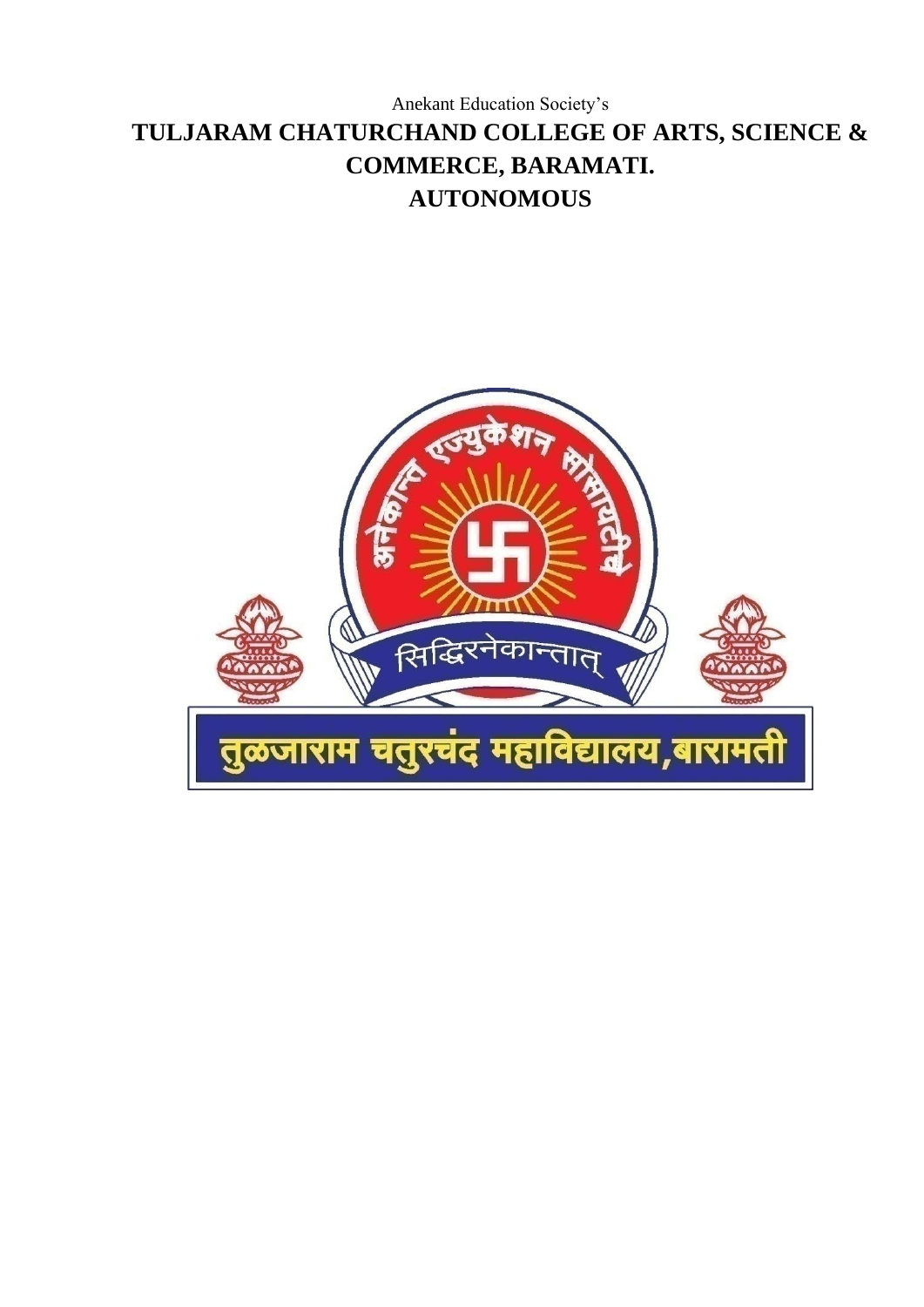Anekant Education Society's

# TULJARAM CHATURCHAND COLLEGE OF ARTS, SCIENCE & COMMERCE, BARAMATI.

# AUTONOMOUS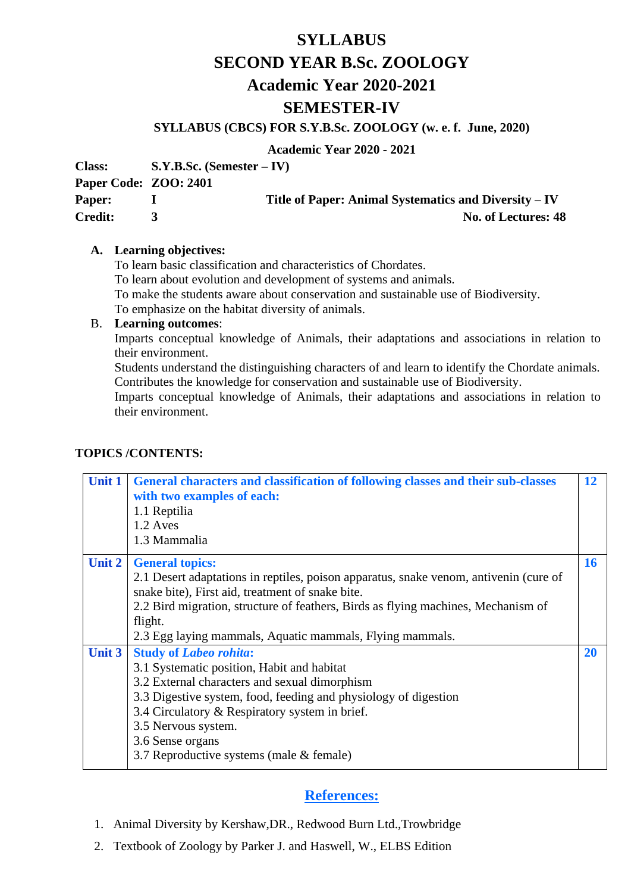# SYLLABUS
# SECOND YEAR B.Sc. ZOOLOGY
# Academic Year 2020-2021
# SEMESTER-IV

### SYLLABUS (CBCS) FOR S.Y.B.Sc. ZOOLOGY (w. e. f. June, 2020)

**Academic Year 2020 - 2021**

**Class:** S.Y.B.Sc. (Semester – IV)
**Paper Code:** ZOO: 2401
**Paper:** I  **Title of Paper: Animal Systematics and Diversity – IV**
**Credit:** 3  **No. of Lectures: 48**

A. **Learning objectives:**
To learn basic classification and characteristics of Chordates.
To learn about evolution and development of systems and animals.
To make the students aware about conservation and sustainable use of Biodiversity.
To emphasize on the habitat diversity of animals.

B. **Learning outcomes**:
Imparts conceptual knowledge of Animals, their adaptations and associations in relation to their environment.
Students understand the distinguishing characters of and learn to identify the Chordate animals.
Contributes the knowledge for conservation and sustainable use of Biodiversity.
Imparts conceptual knowledge of Animals, their adaptations and associations in relation to their environment.

**TOPICS /CONTENTS:**

| Unit | Contents | Lectures |
|---|---|---|
| **Unit 1** | **General characters and classification of following classes and their sub-classes with two examples of each:**<br>1.1 Reptilia<br>1.2 Aves<br>1.3 Mammalia | **12** |
| **Unit 2** | **General topics:**<br>2.1 Desert adaptations in reptiles, poison apparatus, snake venom, antivenin (cure of snake bite), First aid, treatment of snake bite.<br>2.2 Bird migration, structure of feathers, Birds as flying machines, Mechanism of flight.<br>2.3 Egg laying mammals, Aquatic mammals, Flying mammals. | **16** |
| **Unit 3** | **Study of *Labeo rohita*:**<br>3.1 Systematic position, Habit and habitat<br>3.2 External characters and sexual dimorphism<br>3.3 Digestive system, food, feeding and physiology of digestion<br>3.4 Circulatory & Respiratory system in brief.<br>3.5 Nervous system.<br>3.6 Sense organs<br>3.7 Reproductive systems (male & female) | **20** |

## References:

1. Animal Diversity by Kershaw,DR., Redwood Burn Ltd.,Trowbridge
2. Textbook of Zoology by Parker J. and Haswell, W., ELBS Edition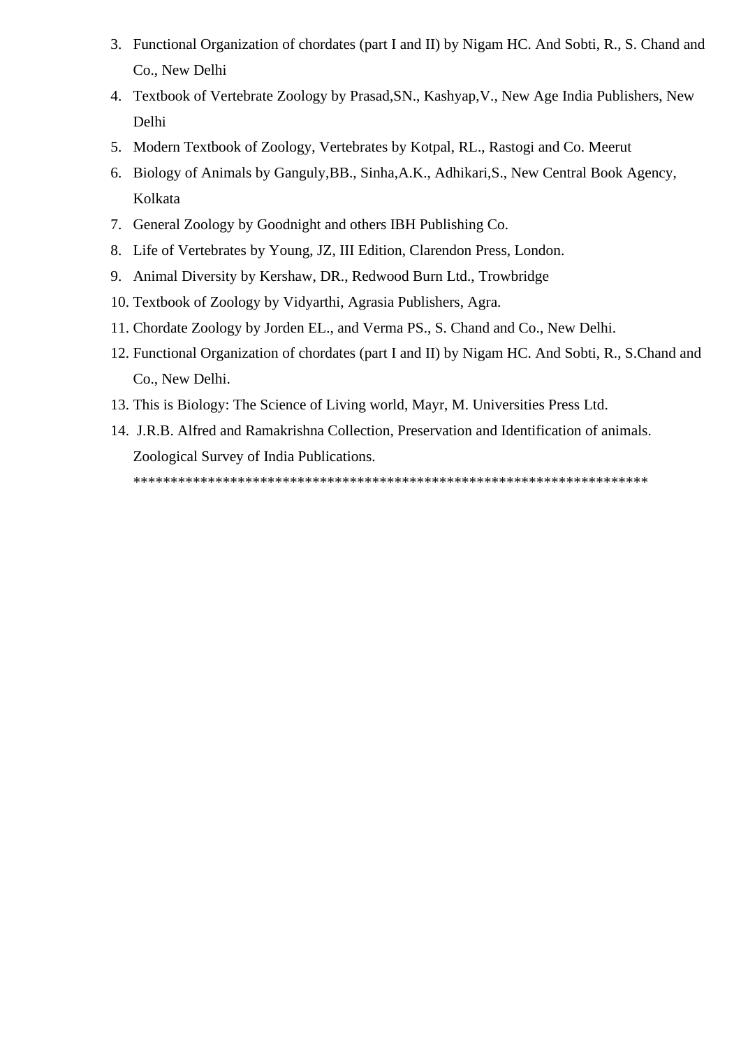3. Functional Organization of chordates (part I and II) by Nigam HC. And Sobti, R., S. Chand and Co., New Delhi
4. Textbook of Vertebrate Zoology by Prasad,SN., Kashyap,V., New Age India Publishers, New Delhi
5. Modern Textbook of Zoology, Vertebrates by Kotpal, RL., Rastogi and Co. Meerut
6. Biology of Animals by Ganguly,BB., Sinha,A.K., Adhikari,S., New Central Book Agency, Kolkata
7. General Zoology by Goodnight and others IBH Publishing Co.
8. Life of Vertebrates by Young, JZ, III Edition, Clarendon Press, London.
9. Animal Diversity by Kershaw, DR., Redwood Burn Ltd., Trowbridge
10. Textbook of Zoology by Vidyarthi, Agrasia Publishers, Agra.
11. Chordate Zoology by Jorden EL., and Verma PS., S. Chand and Co., New Delhi.
12. Functional Organization of chordates (part I and II) by Nigam HC. And Sobti, R., S.Chand and Co., New Delhi.
13. This is Biology: The Science of Living world, Mayr, M. Universities Press Ltd.
14. J.R.B. Alfred and Ramakrishna Collection, Preservation and Identification of animals. Zoological Survey of India Publications.

*************************************************************************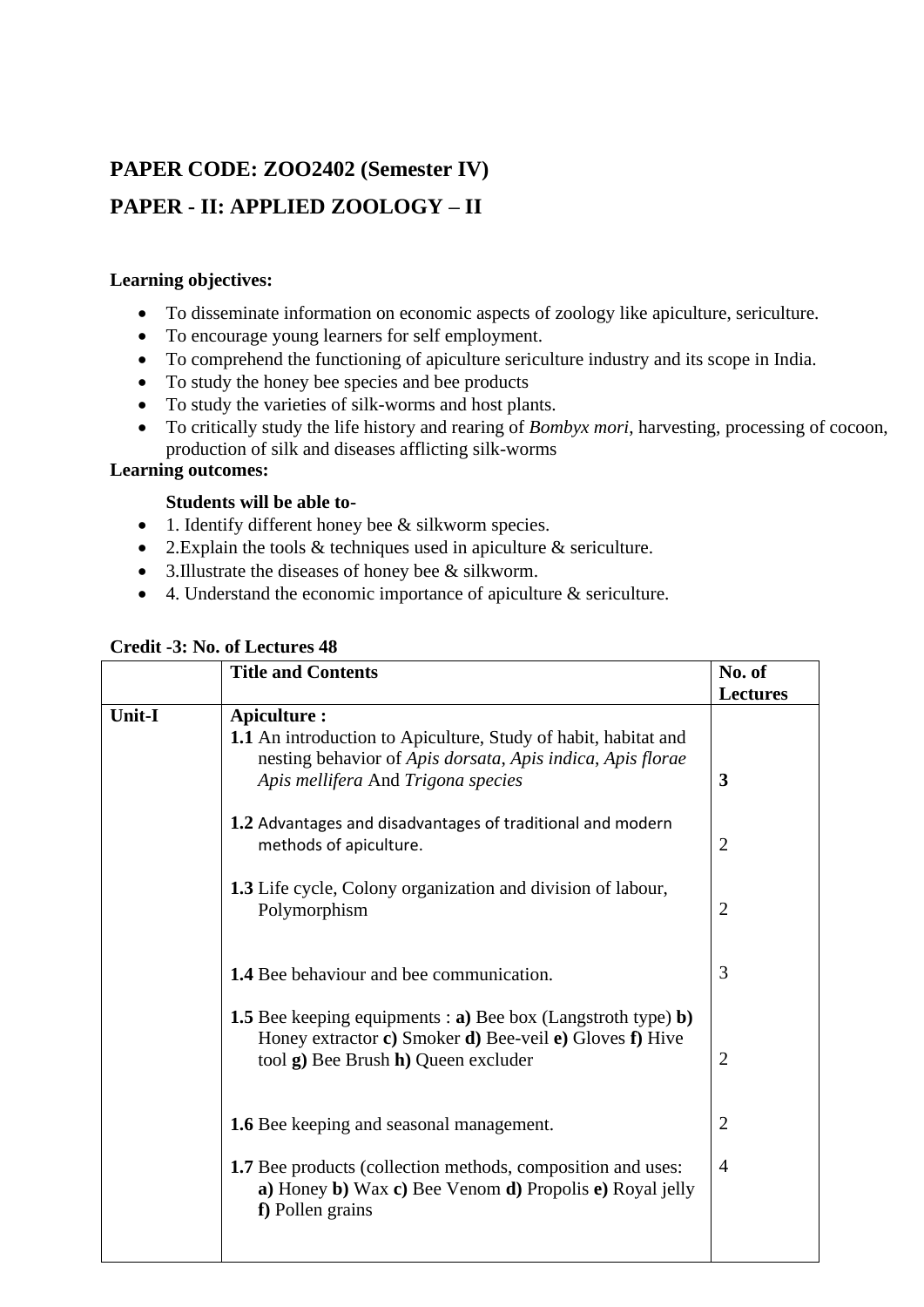**PAPER CODE: ZOO2402 (Semester IV)**

**PAPER - II: APPLIED ZOOLOGY – II**

**Learning objectives:**

- To disseminate information on economic aspects of zoology like apiculture, sericulture.
- To encourage young learners for self employment.
- To comprehend the functioning of apiculture sericulture industry and its scope in India.
- To study the honey bee species and bee products
- To study the varieties of silk-worms and host plants.
- To critically study the life history and rearing of *Bombyx mori*, harvesting, processing of cocoon, production of silk and diseases afflicting silk-worms

**Learning outcomes:**

**Students will be able to-**

- 1. Identify different honey bee & silkworm species.
- 2.Explain the tools & techniques used in apiculture & sericulture.
- 3.Illustrate the diseases of honey bee & silkworm.
- 4. Understand the economic importance of apiculture & sericulture.

**Credit -3: No. of Lectures 48**

| | **Title and Contents** | **No. of Lectures** |
|---|---|---|
| **Unit-I** | **Apiculture :**<br>**1.1** An introduction to Apiculture, Study of habit, habitat and nesting behavior of *Apis dorsata*, *Apis indica*, *Apis florae Apis mellifera* And *Trigona species* | **3** |
| | **1.2** Advantages and disadvantages of traditional and modern methods of apiculture. | 2 |
| | **1.3** Life cycle, Colony organization and division of labour, Polymorphism | 2 |
| | **1.4** Bee behaviour and bee communication. | 3 |
| | **1.5** Bee keeping equipments : **a)** Bee box (Langstroth type) **b)** Honey extractor **c)** Smoker **d)** Bee-veil **e)** Gloves **f)** Hive tool **g)** Bee Brush **h)** Queen excluder | 2 |
| | **1.6** Bee keeping and seasonal management. | 2 |
| | **1.7** Bee products (collection methods, composition and uses: **a)** Honey **b)** Wax **c)** Bee Venom **d)** Propolis **e)** Royal jelly **f)** Pollen grains | 4 |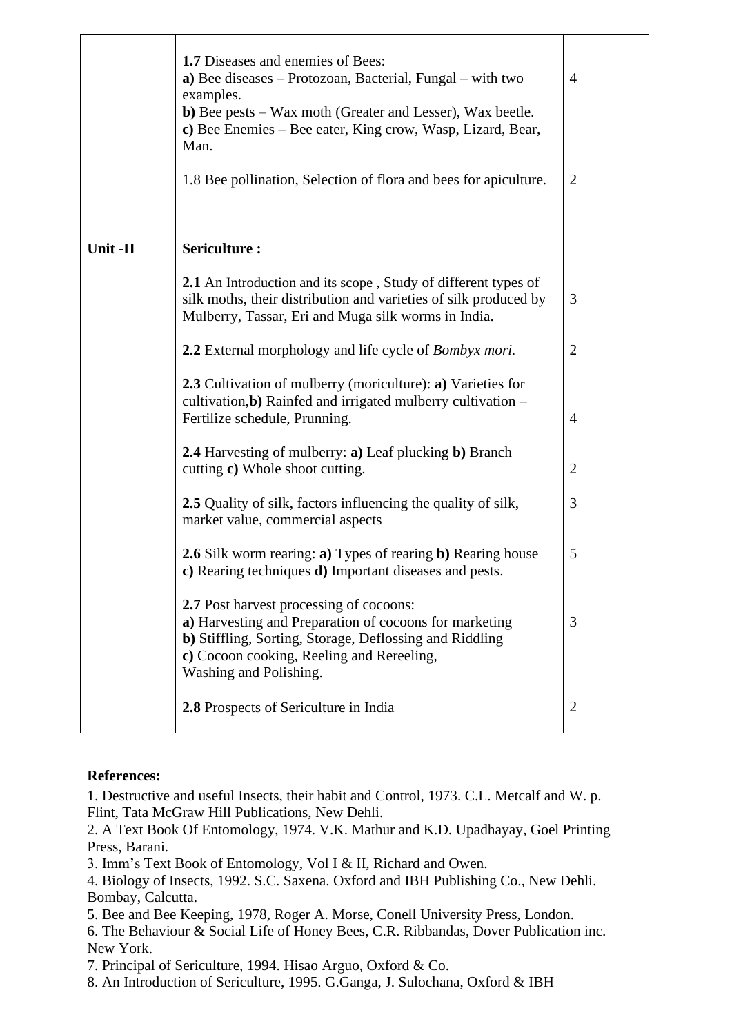| | | |
|---|---|---|
| | **1.7** Diseases and enemies of Bees:<br>**a)** Bee diseases – Protozoan, Bacterial, Fungal – with two examples.<br>**b)** Bee pests – Wax moth (Greater and Lesser), Wax beetle.<br>**c)** Bee Enemies – Bee eater, King crow, Wasp, Lizard, Bear, Man. | 4 |
| | 1.8 Bee pollination, Selection of flora and bees for apiculture. | 2 |
| **Unit -II** | **Sericulture :** | |
| | **2.1** An Introduction and its scope , Study of different types of silk moths, their distribution and varieties of silk produced by Mulberry, Tassar, Eri and Muga silk worms in India. | 3 |
| | **2.2** External morphology and life cycle of *Bombyx mori.* | 2 |
| | **2.3** Cultivation of mulberry (moriculture): **a)** Varieties for cultivation,**b)** Rainfed and irrigated mulberry cultivation – Fertilize schedule, Prunning. | 4 |
| | **2.4** Harvesting of mulberry: **a)** Leaf plucking **b)** Branch cutting **c)** Whole shoot cutting. | 2 |
| | **2.5** Quality of silk, factors influencing the quality of silk, market value, commercial aspects | 3 |
| | **2.6** Silk worm rearing: **a)** Types of rearing **b)** Rearing house **c)** Rearing techniques **d)** Important diseases and pests. | 5 |
| | **2.7** Post harvest processing of cocoons:<br>**a)** Harvesting and Preparation of cocoons for marketing<br>**b)** Stiffling, Sorting, Storage, Deflossing and Riddling<br>**c)** Cocoon cooking, Reeling and Rereeling, Washing and Polishing. | 3 |
| | **2.8** Prospects of Sericulture in India | 2 |

**References:**

1. Destructive and useful Insects, their habit and Control, 1973. C.L. Metcalf and W. p. Flint, Tata McGraw Hill Publications, New Dehli.
2. A Text Book Of Entomology, 1974. V.K. Mathur and K.D. Upadhayay, Goel Printing Press, Barani.
3. Imm's Text Book of Entomology, Vol I & II, Richard and Owen.
4. Biology of Insects, 1992. S.C. Saxena. Oxford and IBH Publishing Co., New Dehli. Bombay, Calcutta.
5. Bee and Bee Keeping, 1978, Roger A. Morse, Conell University Press, London.
6. The Behaviour & Social Life of Honey Bees, C.R. Ribbandas, Dover Publication inc. New York.
7. Principal of Sericulture, 1994. Hisao Arguo, Oxford & Co.
8. An Introduction of Sericulture, 1995. G.Ganga, J. Sulochana, Oxford & IBH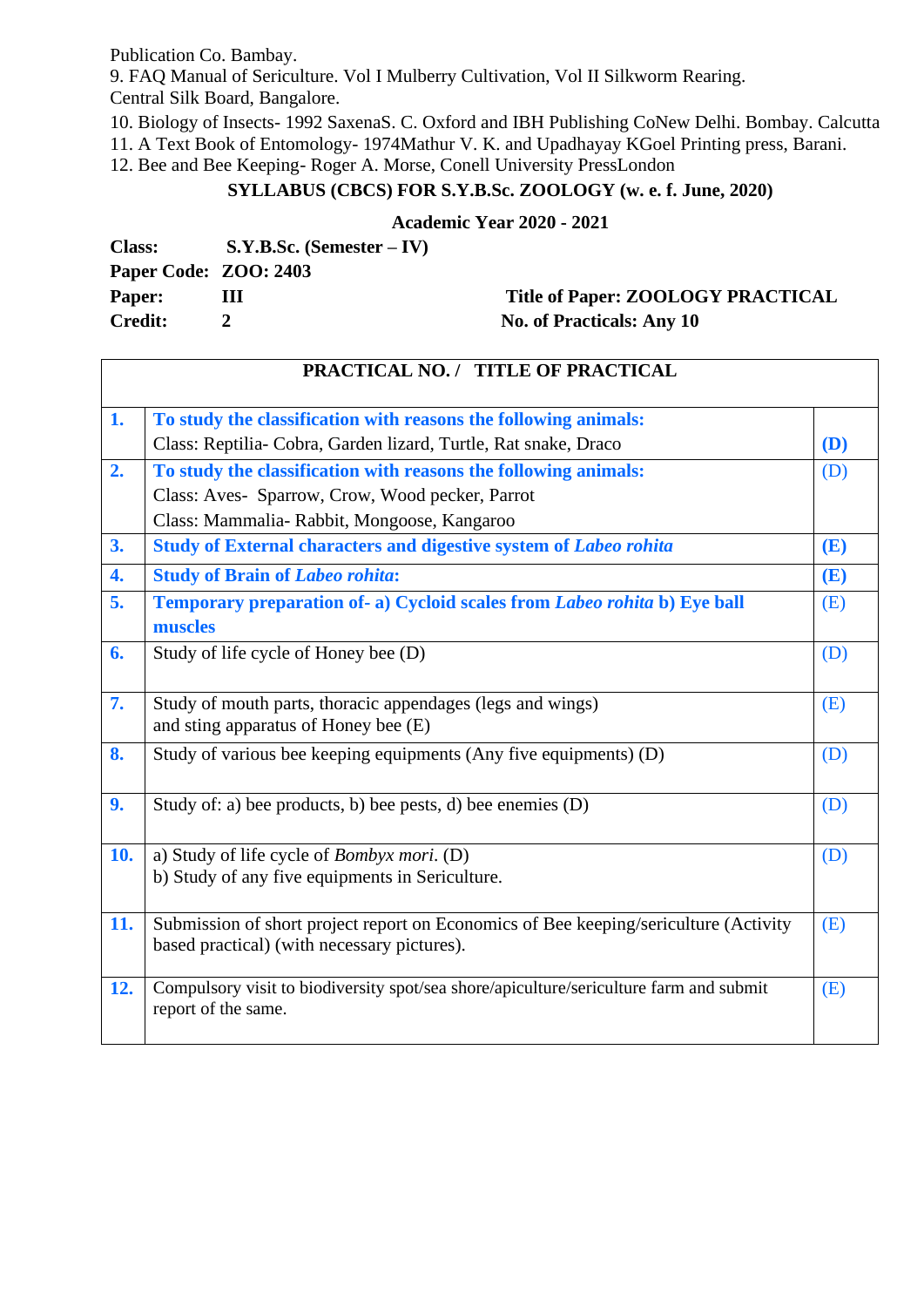Publication Co. Bambay.

9. FAQ Manual of Sericulture. Vol I Mulberry Cultivation, Vol II Silkworm Rearing. Central Silk Board, Bangalore.

10. Biology of Insects- 1992 SaxenaS. C. Oxford and IBH Publishing CoNew Delhi. Bombay. Calcutta

11. A Text Book of Entomology- 1974Mathur V. K. and Upadhayay KGoel Printing press, Barani.

12. Bee and Bee Keeping- Roger A. Morse, Conell University PressLondon

## SYLLABUS (CBCS) FOR S.Y.B.Sc. ZOOLOGY (w. e. f. June, 2020)

**Academic Year 2020 - 2021**

**Class:** S.Y.B.Sc. (Semester – IV)
**Paper Code:** ZOO: 2403
**Paper:** III **Title of Paper: ZOOLOGY PRACTICAL**
**Credit:** 2 **No. of Practicals: Any 10**

| PRACTICAL NO. / | TITLE OF PRACTICAL | |
|---|---|---|
| **1.** | **To study the classification with reasons the following animals:** Class: Reptilia- Cobra, Garden lizard, Turtle, Rat snake, Draco | **(D)** |
| **2.** | **To study the classification with reasons the following animals:** Class: Aves- Sparrow, Crow, Wood pecker, Parrot Class: Mammalia- Rabbit, Mongoose, Kangaroo | (D) |
| **3.** | **Study of External characters and digestive system of *Labeo rohita*** | **(E)** |
| **4.** | **Study of Brain of *Labeo rohita*:** | **(E)** |
| **5.** | **Temporary preparation of- a) Cycloid scales from *Labeo rohita* b) Eye ball muscles** | (E) |
| **6.** | Study of life cycle of Honey bee (D) | (D) |
| **7.** | Study of mouth parts, thoracic appendages (legs and wings) and sting apparatus of Honey bee (E) | (E) |
| **8.** | Study of various bee keeping equipments (Any five equipments) (D) | (D) |
| **9.** | Study of: a) bee products, b) bee pests, d) bee enemies (D) | (D) |
| **10.** | a) Study of life cycle of *Bombyx mori*. (D) b) Study of any five equipments in Sericulture. | (D) |
| **11.** | Submission of short project report on Economics of Bee keeping/sericulture (Activity based practical) (with necessary pictures). | (E) |
| **12.** | Compulsory visit to biodiversity spot/sea shore/apiculture/sericulture farm and submit report of the same. | (E) |